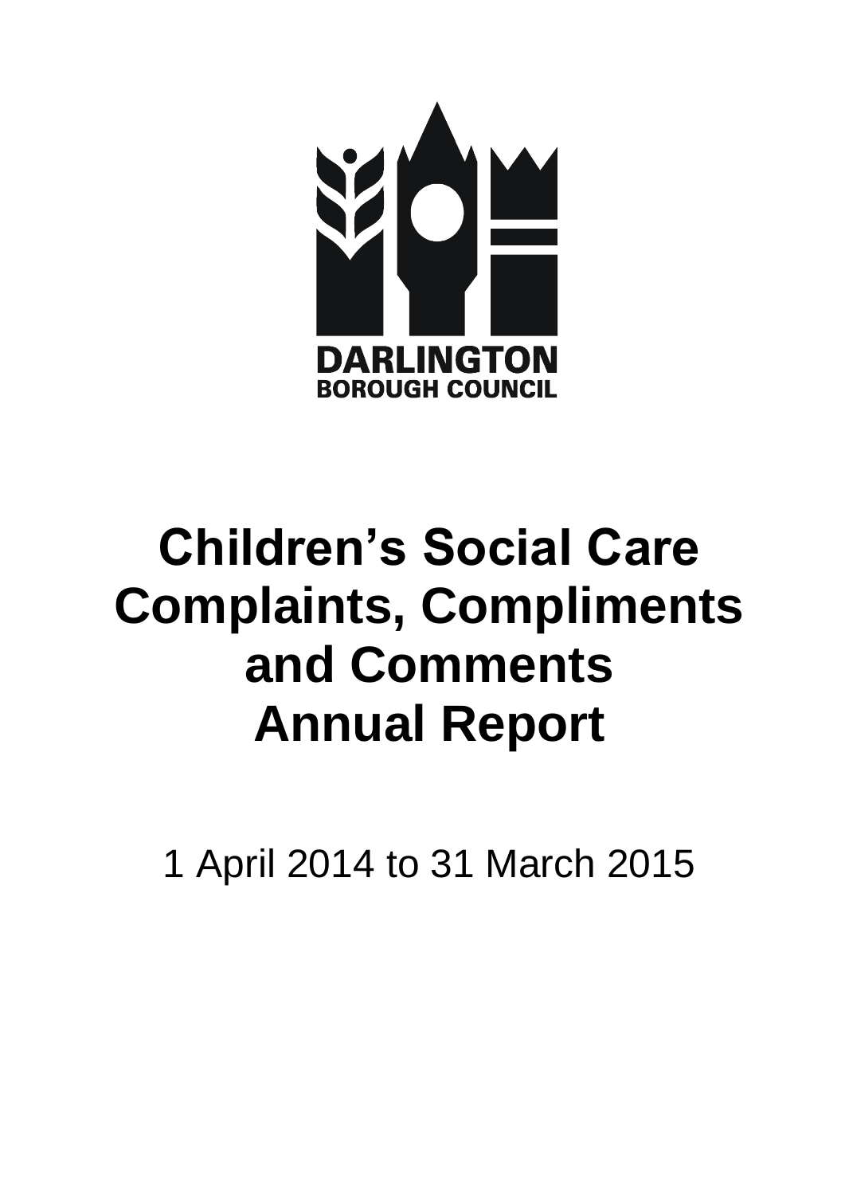DARLINGTON
BOROUGH COUNCIL

# Children's Social Care Complaints, Compliments and Comments Annual Report

1 April 2014 to 31 March 2015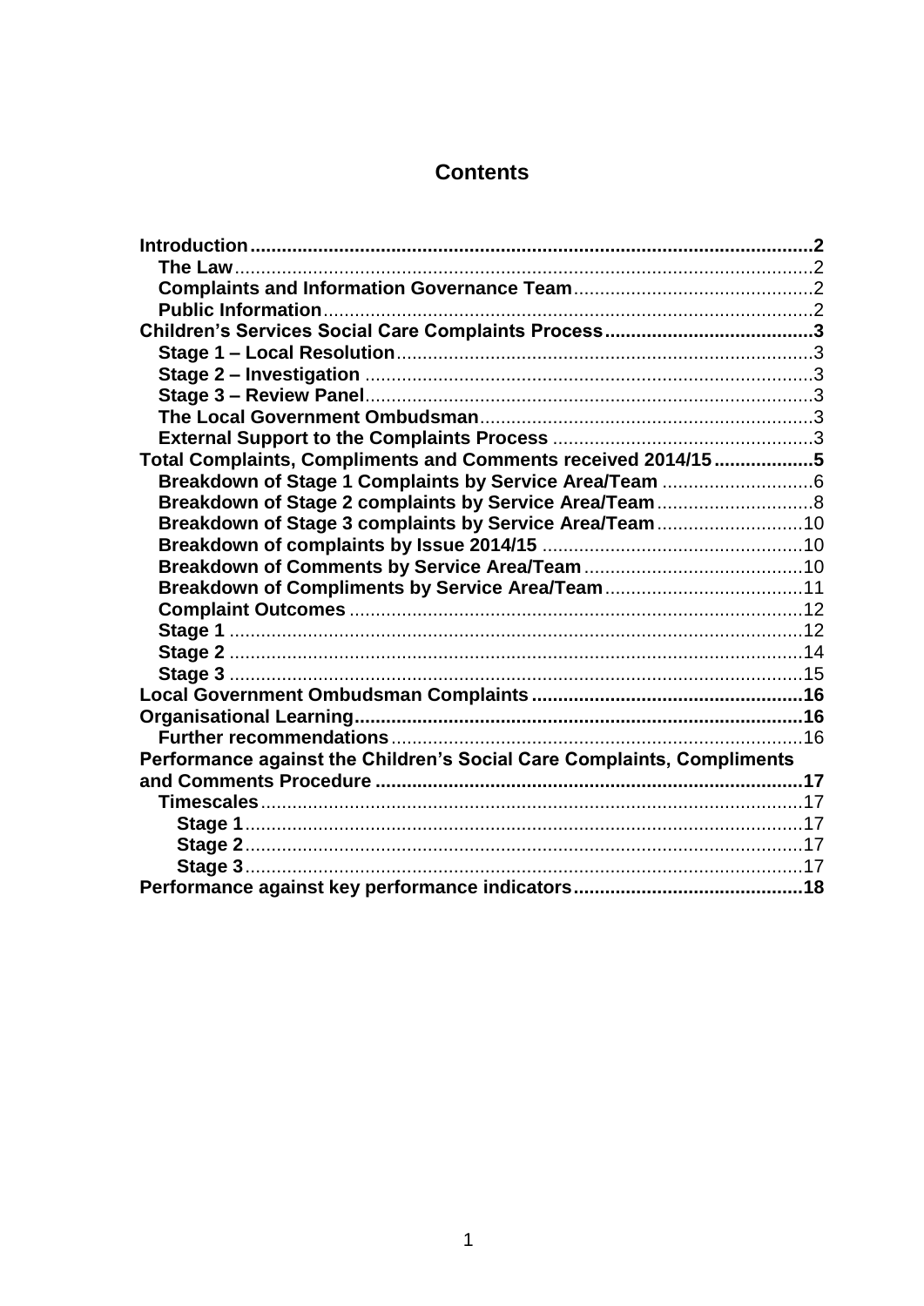# Contents

**Introduction** ..... **2**
- **The Law** ..... 2
- **Complaints and Information Governance Team** ..... 2
- **Public Information** ..... 2

**Children's Services Social Care Complaints Process** ..... **3**
- **Stage 1 – Local Resolution** ..... 3
- **Stage 2 – Investigation** ..... 3
- **Stage 3 – Review Panel** ..... 3
- **The Local Government Ombudsman** ..... 3
- **External Support to the Complaints Process** ..... 3

**Total Complaints, Compliments and Comments received 2014/15** ..... **5**
- **Breakdown of Stage 1 Complaints by Service Area/Team** ..... 6
- **Breakdown of Stage 2 complaints by Service Area/Team** ..... 8
- **Breakdown of Stage 3 complaints by Service Area/Team** ..... 10
- **Breakdown of complaints by Issue 2014/15** ..... 10
- **Breakdown of Comments by Service Area/Team** ..... 10
- **Breakdown of Compliments by Service Area/Team** ..... 11
- **Complaint Outcomes** ..... 12
- **Stage 1** ..... 12
- **Stage 2** ..... 14
- **Stage 3** ..... 15

**Local Government Ombudsman Complaints** ..... **16**

**Organisational Learning** ..... **16**
- **Further recommendations** ..... 16

**Performance against the Children's Social Care Complaints, Compliments and Comments Procedure** ..... **17**
- **Timescales** ..... 17
  - **Stage 1** ..... 17
  - **Stage 2** ..... 17
  - **Stage 3** ..... 17

**Performance against key performance indicators** ..... **18**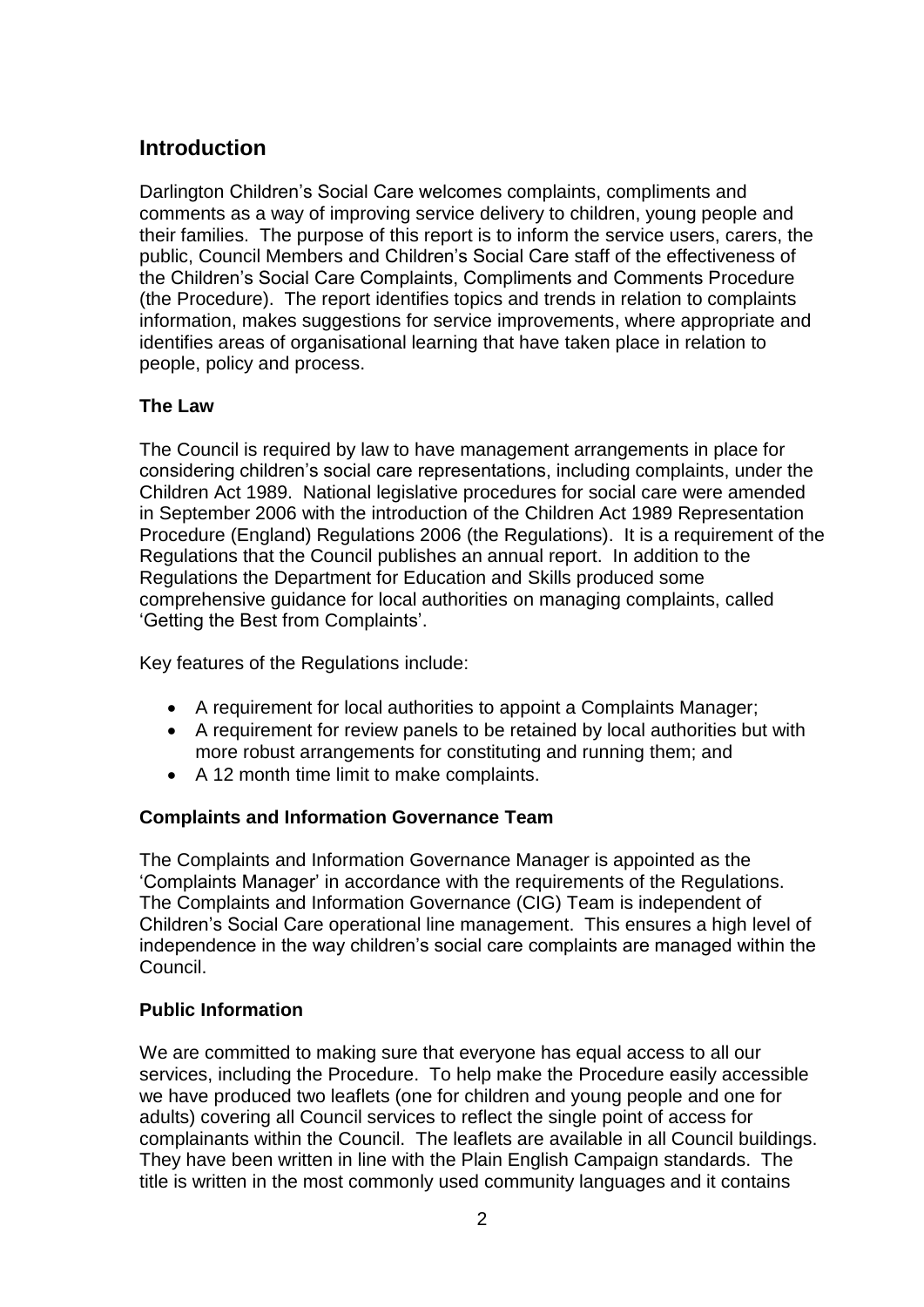## Introduction

Darlington Children's Social Care welcomes complaints, compliments and comments as a way of improving service delivery to children, young people and their families. The purpose of this report is to inform the service users, carers, the public, Council Members and Children's Social Care staff of the effectiveness of the Children's Social Care Complaints, Compliments and Comments Procedure (the Procedure). The report identifies topics and trends in relation to complaints information, makes suggestions for service improvements, where appropriate and identifies areas of organisational learning that have taken place in relation to people, policy and process.

### The Law

The Council is required by law to have management arrangements in place for considering children's social care representations, including complaints, under the Children Act 1989. National legislative procedures for social care were amended in September 2006 with the introduction of the Children Act 1989 Representation Procedure (England) Regulations 2006 (the Regulations). It is a requirement of the Regulations that the Council publishes an annual report. In addition to the Regulations the Department for Education and Skills produced some comprehensive guidance for local authorities on managing complaints, called 'Getting the Best from Complaints'.

Key features of the Regulations include:

- A requirement for local authorities to appoint a Complaints Manager;
- A requirement for review panels to be retained by local authorities but with more robust arrangements for constituting and running them; and
- A 12 month time limit to make complaints.

### Complaints and Information Governance Team

The Complaints and Information Governance Manager is appointed as the 'Complaints Manager' in accordance with the requirements of the Regulations. The Complaints and Information Governance (CIG) Team is independent of Children's Social Care operational line management. This ensures a high level of independence in the way children's social care complaints are managed within the Council.

### Public Information

We are committed to making sure that everyone has equal access to all our services, including the Procedure. To help make the Procedure easily accessible we have produced two leaflets (one for children and young people and one for adults) covering all Council services to reflect the single point of access for complainants within the Council. The leaflets are available in all Council buildings. They have been written in line with the Plain English Campaign standards. The title is written in the most commonly used community languages and it contains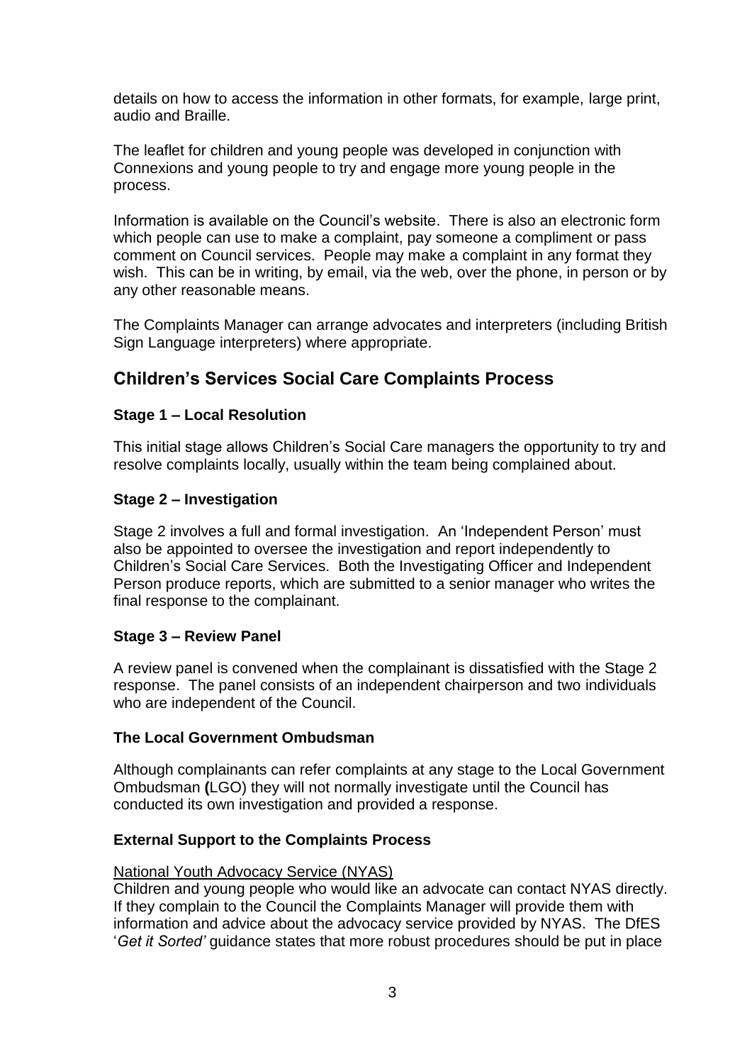details on how to access the information in other formats, for example, large print, audio and Braille.

The leaflet for children and young people was developed in conjunction with Connexions and young people to try and engage more young people in the process.

Information is available on the Council's website. There is also an electronic form which people can use to make a complaint, pay someone a compliment or pass comment on Council services. People may make a complaint in any format they wish. This can be in writing, by email, via the web, over the phone, in person or by any other reasonable means.

The Complaints Manager can arrange advocates and interpreters (including British Sign Language interpreters) where appropriate.

## Children's Services Social Care Complaints Process

### Stage 1 – Local Resolution

This initial stage allows Children's Social Care managers the opportunity to try and resolve complaints locally, usually within the team being complained about.

### Stage 2 – Investigation

Stage 2 involves a full and formal investigation. An 'Independent Person' must also be appointed to oversee the investigation and report independently to Children's Social Care Services. Both the Investigating Officer and Independent Person produce reports, which are submitted to a senior manager who writes the final response to the complainant.

### Stage 3 – Review Panel

A review panel is convened when the complainant is dissatisfied with the Stage 2 response. The panel consists of an independent chairperson and two individuals who are independent of the Council.

### The Local Government Ombudsman

Although complainants can refer complaints at any stage to the Local Government Ombudsman (LGO) they will not normally investigate until the Council has conducted its own investigation and provided a response.

### External Support to the Complaints Process

National Youth Advocacy Service (NYAS)

Children and young people who would like an advocate can contact NYAS directly. If they complain to the Council the Complaints Manager will provide them with information and advice about the advocacy service provided by NYAS. The DfES '*Get it Sorted'* guidance states that more robust procedures should be put in place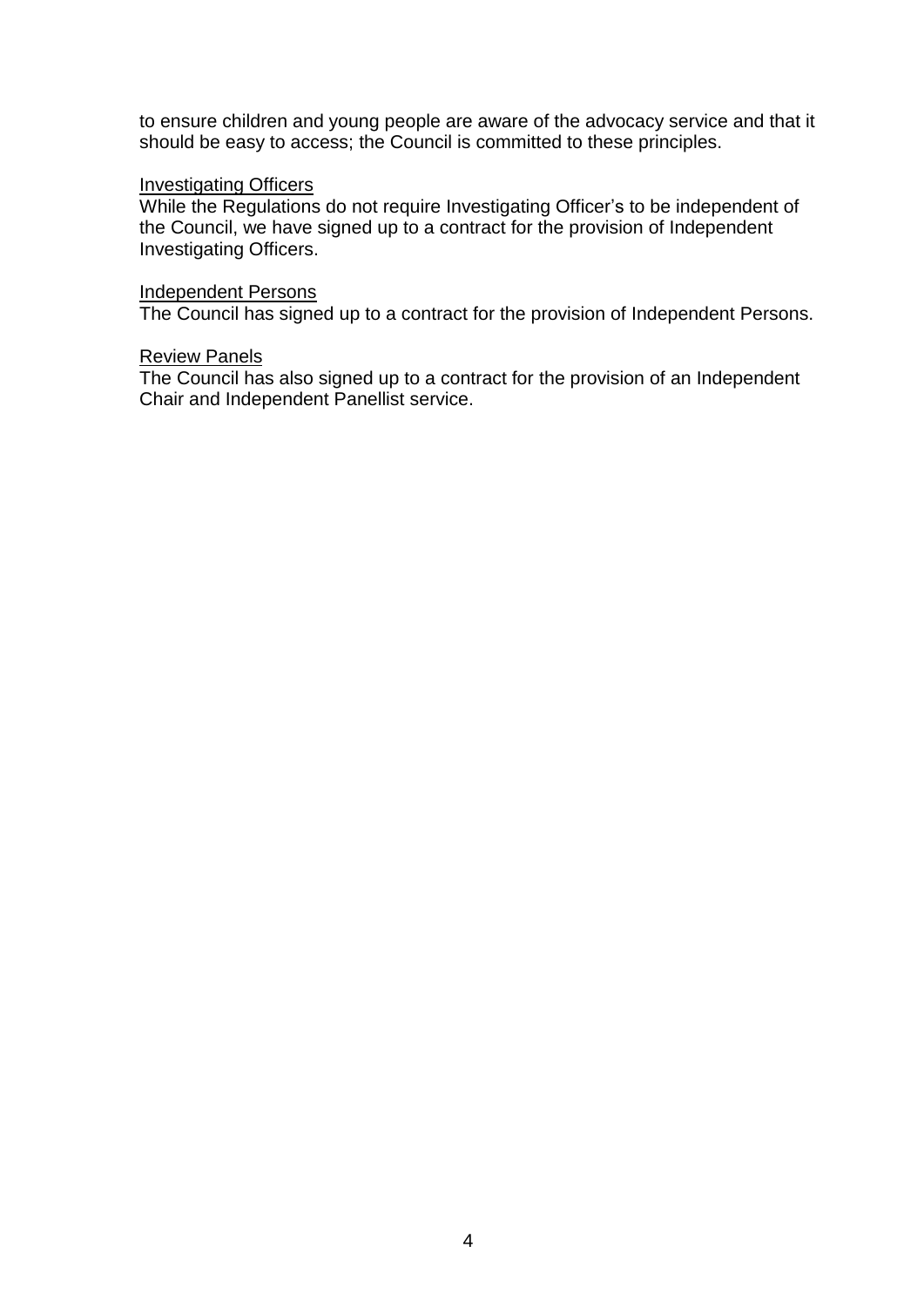to ensure children and young people are aware of the advocacy service and that it should be easy to access; the Council is committed to these principles.

<u>Investigating Officers</u>

While the Regulations do not require Investigating Officer's to be independent of the Council, we have signed up to a contract for the provision of Independent Investigating Officers.

<u>Independent Persons</u>

The Council has signed up to a contract for the provision of Independent Persons.

<u>Review Panels</u>

The Council has also signed up to a contract for the provision of an Independent Chair and Independent Panellist service.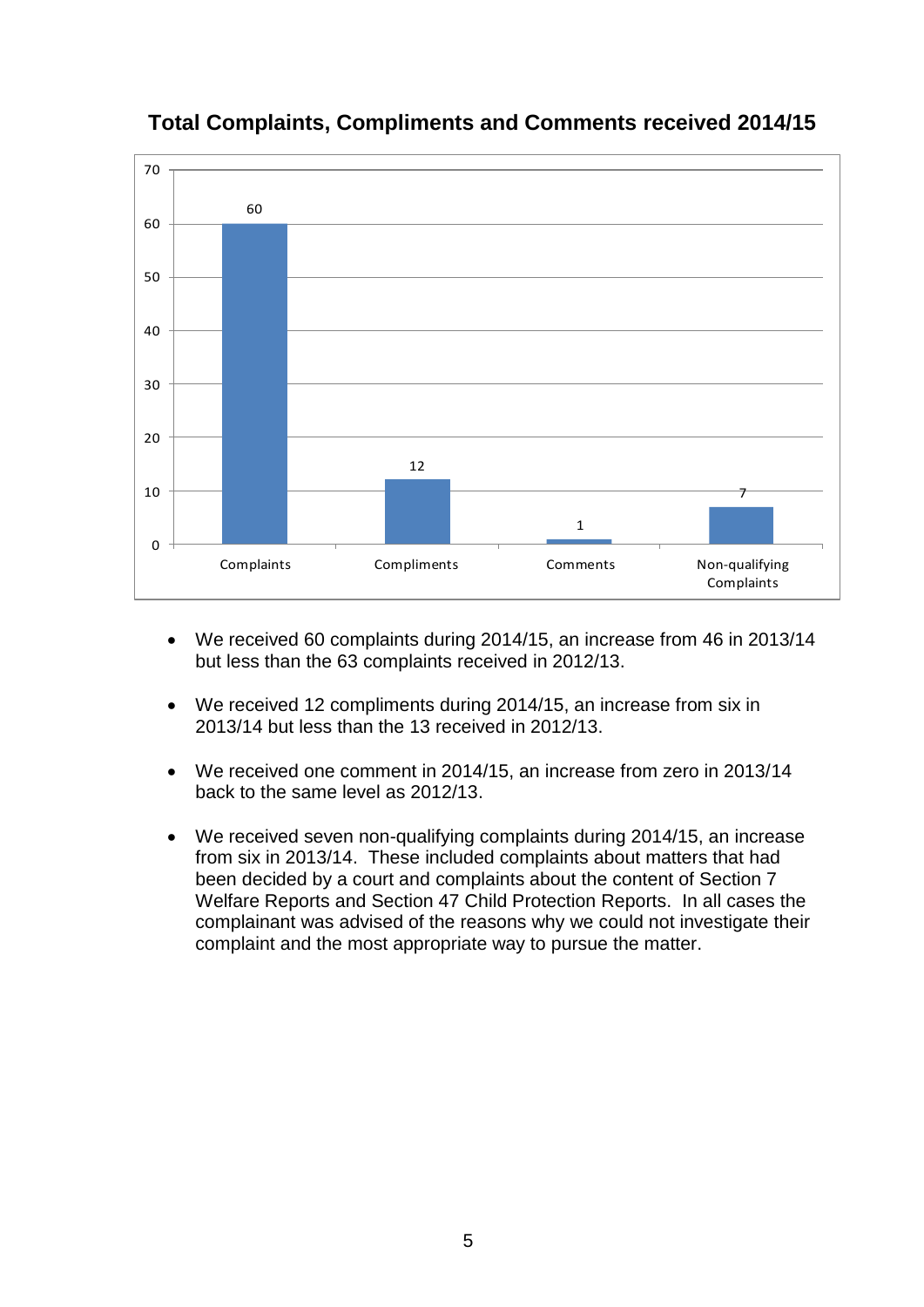**Total Complaints, Compliments and Comments received 2014/15**

| Category | Number |
|---|---|
| Complaints | 60 |
| Compliments | 12 |
| Comments | 1 |
| Non-qualifying Complaints | 7 |

- We received 60 complaints during 2014/15, an increase from 46 in 2013/14 but less than the 63 complaints received in 2012/13.

- We received 12 compliments during 2014/15, an increase from six in 2013/14 but less than the 13 received in 2012/13.

- We received one comment in 2014/15, an increase from zero in 2013/14 back to the same level as 2012/13.

- We received seven non-qualifying complaints during 2014/15, an increase from six in 2013/14. These included complaints about matters that had been decided by a court and complaints about the content of Section 7 Welfare Reports and Section 47 Child Protection Reports. In all cases the complainant was advised of the reasons why we could not investigate their complaint and the most appropriate way to pursue the matter.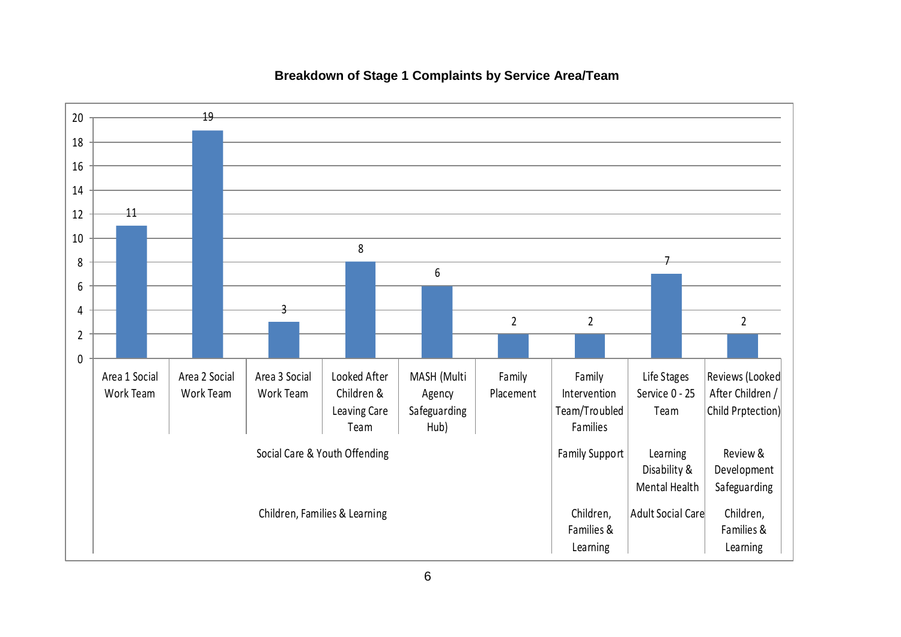**Breakdown of Stage 1 Complaints by Service Area/Team**

| Team | Service | Directorate | Stage 1 Complaints |
|---|---|---|---|
| Area 1 Social Work Team | Social Care & Youth Offending | Children, Families & Learning | 11 |
| Area 2 Social Work Team | Social Care & Youth Offending | Children, Families & Learning | 19 |
| Area 3 Social Work Team | Social Care & Youth Offending | Children, Families & Learning | 3 |
| Looked After Children & Leaving Care Team | Social Care & Youth Offending | Children, Families & Learning | 8 |
| MASH (Multi Agency Safeguarding Hub) | Social Care & Youth Offending | Children, Families & Learning | 6 |
| Family Placement | Social Care & Youth Offending | Children, Families & Learning | 2 |
| Family Intervention Team/Troubled Families | Family Support | Children, Families & Learning | 2 |
| Life Stages Service 0 - 25 Team | Learning Disability & Mental Health | Adult Social Care | 7 |
| Reviews (Looked After Children / Child Prptection) | Review & Development Safeguarding | Children, Families & Learning | 2 |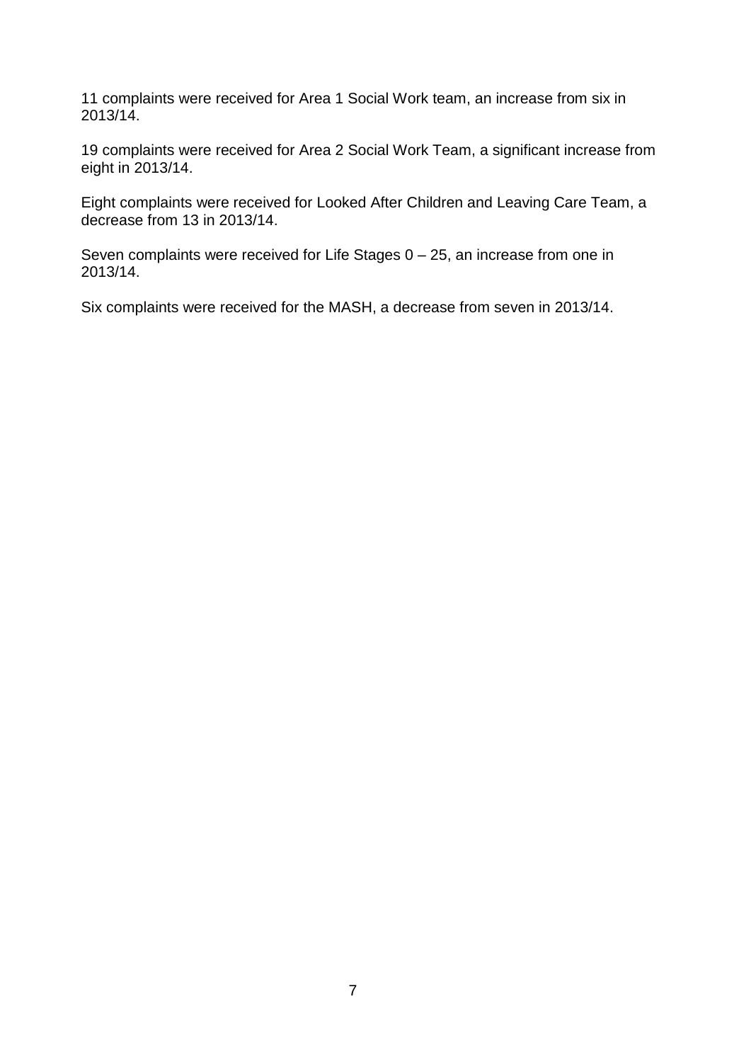11 complaints were received for Area 1 Social Work team, an increase from six in 2013/14.

19 complaints were received for Area 2 Social Work Team, a significant increase from eight in 2013/14.

Eight complaints were received for Looked After Children and Leaving Care Team, a decrease from 13 in 2013/14.

Seven complaints were received for Life Stages 0 – 25, an increase from one in 2013/14.

Six complaints were received for the MASH, a decrease from seven in 2013/14.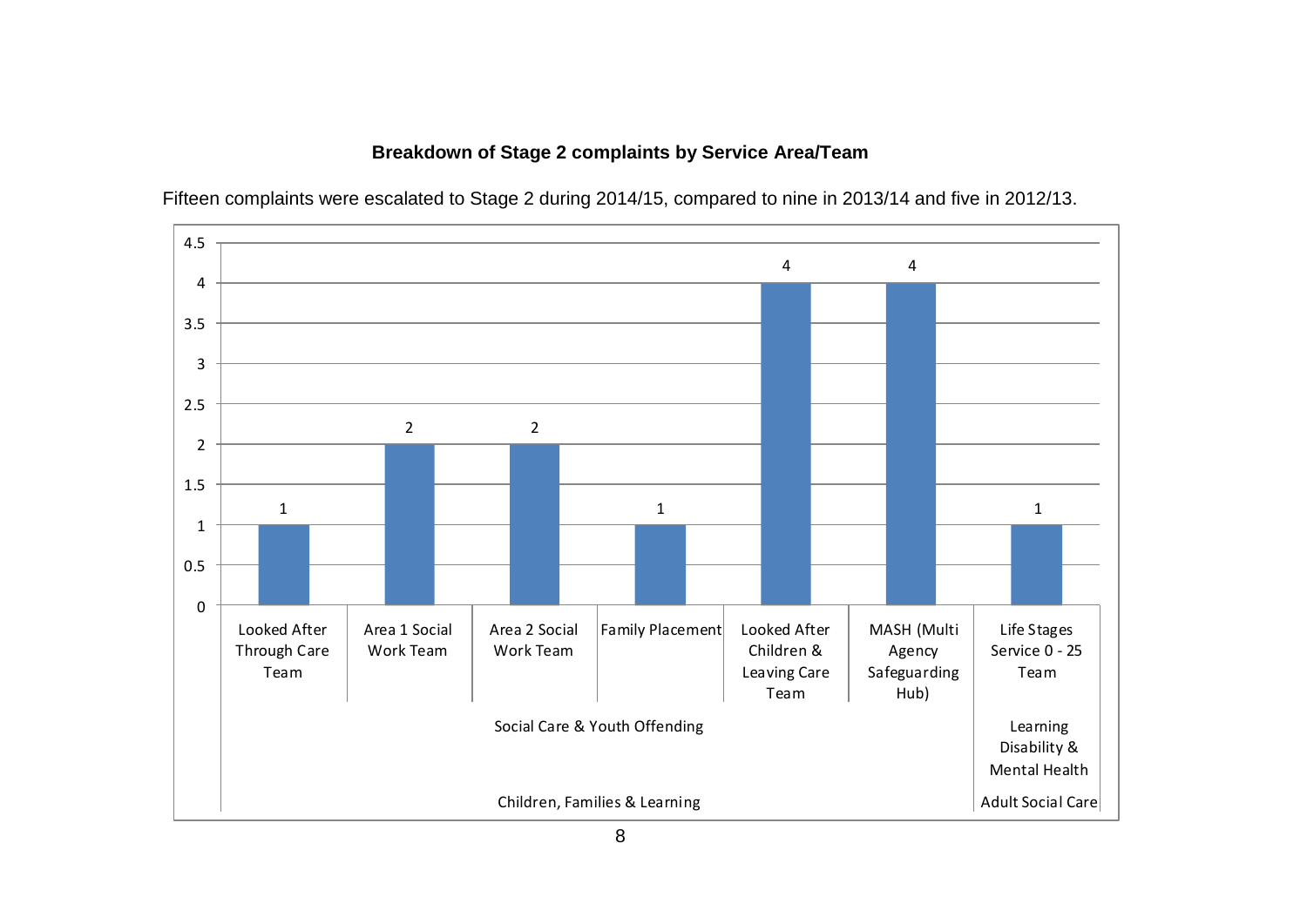**Breakdown of Stage 2 complaints by Service Area/Team**

Fifteen complaints were escalated to Stage 2 during 2014/15, compared to nine in 2013/14 and five in 2012/13.

| Directorate | Service Area | Team | Stage 2 complaints |
|---|---|---|---|
| Children, Families & Learning | Social Care & Youth Offending | Looked After Through Care Team | 1 |
| Children, Families & Learning | Social Care & Youth Offending | Area 1 Social Work Team | 2 |
| Children, Families & Learning | Social Care & Youth Offending | Area 2 Social Work Team | 2 |
| Children, Families & Learning | Social Care & Youth Offending | Family Placement | 1 |
| Children, Families & Learning | Social Care & Youth Offending | Looked After Children & Leaving Care Team | 4 |
| Children, Families & Learning | Social Care & Youth Offending | MASH (Multi Agency Safeguarding Hub) | 4 |
| Adult Social Care | Learning Disability & Mental Health | Life Stages Service 0 - 25 Team | 1 |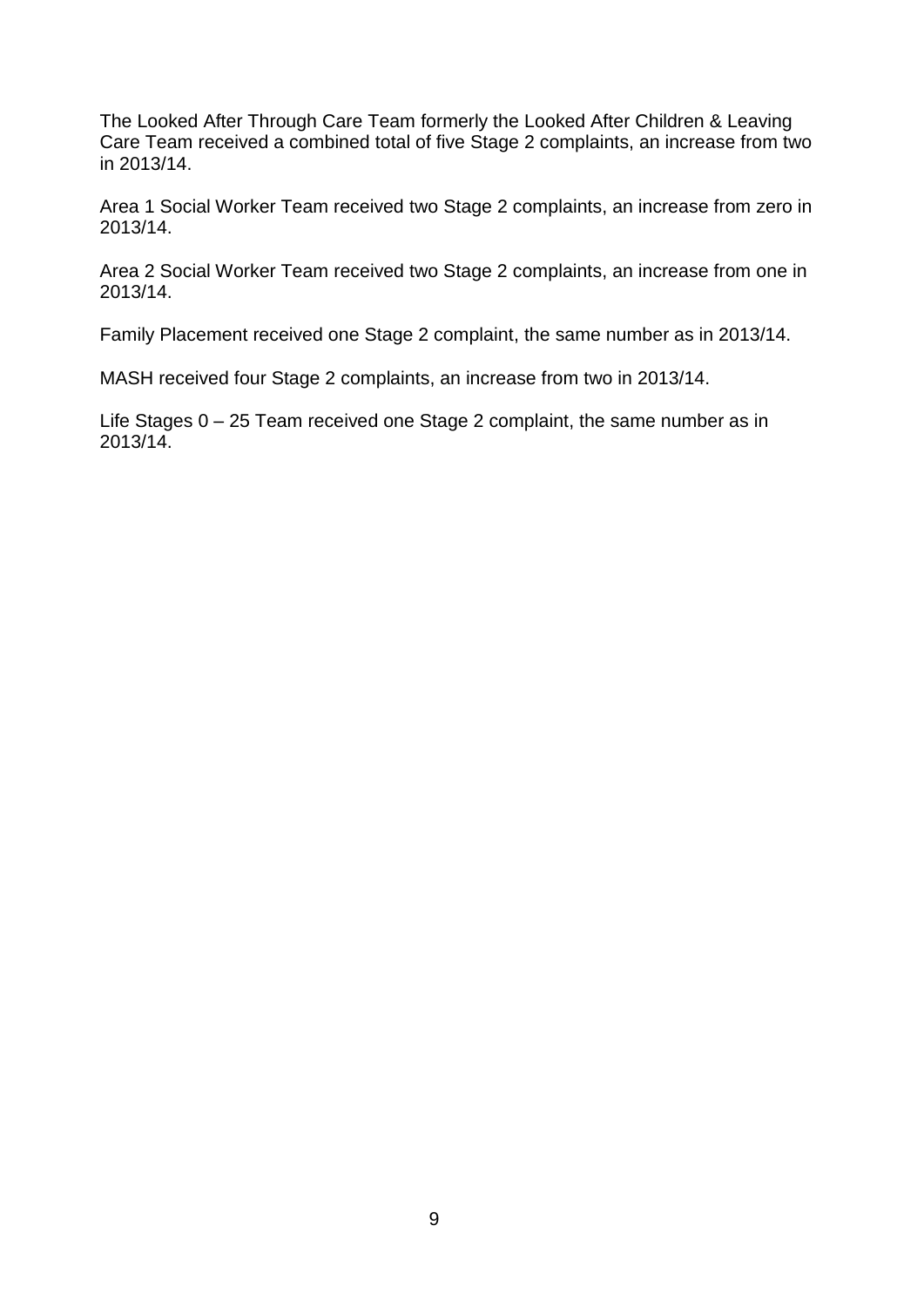The Looked After Through Care Team formerly the Looked After Children & Leaving Care Team received a combined total of five Stage 2 complaints, an increase from two in 2013/14.

Area 1 Social Worker Team received two Stage 2 complaints, an increase from zero in 2013/14.

Area 2 Social Worker Team received two Stage 2 complaints, an increase from one in 2013/14.

Family Placement received one Stage 2 complaint, the same number as in 2013/14.

MASH received four Stage 2 complaints, an increase from two in 2013/14.

Life Stages 0 – 25 Team received one Stage 2 complaint, the same number as in 2013/14.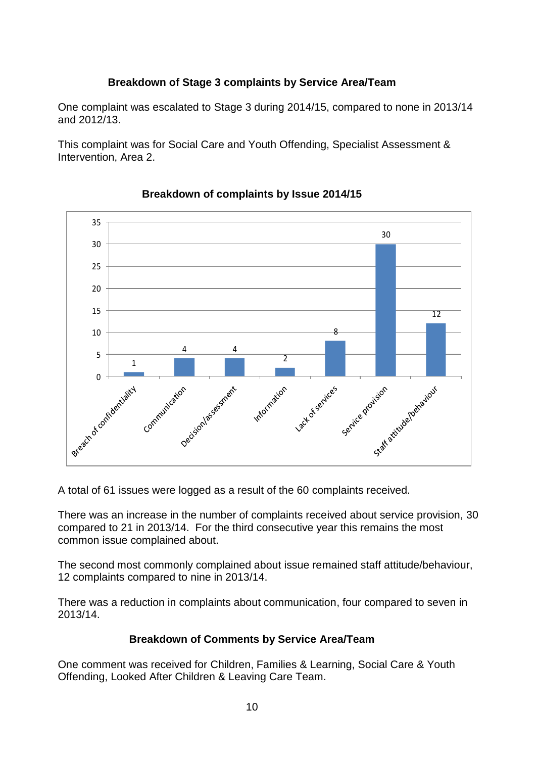### Breakdown of Stage 3 complaints by Service Area/Team

One complaint was escalated to Stage 3 during 2014/15, compared to none in 2013/14 and 2012/13.

This complaint was for Social Care and Youth Offending, Specialist Assessment & Intervention, Area 2.

### Breakdown of complaints by Issue 2014/15

| Issue | Number |
|---|---|
| Breach of confidentiality | 1 |
| Communication | 4 |
| Decision/assessment | 4 |
| Information | 2 |
| Lack of services | 8 |
| Service provision | 30 |
| Staff attitude/behaviour | 12 |

A total of 61 issues were logged as a result of the 60 complaints received.

There was an increase in the number of complaints received about service provision, 30 compared to 21 in 2013/14. For the third consecutive year this remains the most common issue complained about.

The second most commonly complained about issue remained staff attitude/behaviour, 12 complaints compared to nine in 2013/14.

There was a reduction in complaints about communication, four compared to seven in 2013/14.

### Breakdown of Comments by Service Area/Team

One comment was received for Children, Families & Learning, Social Care & Youth Offending, Looked After Children & Leaving Care Team.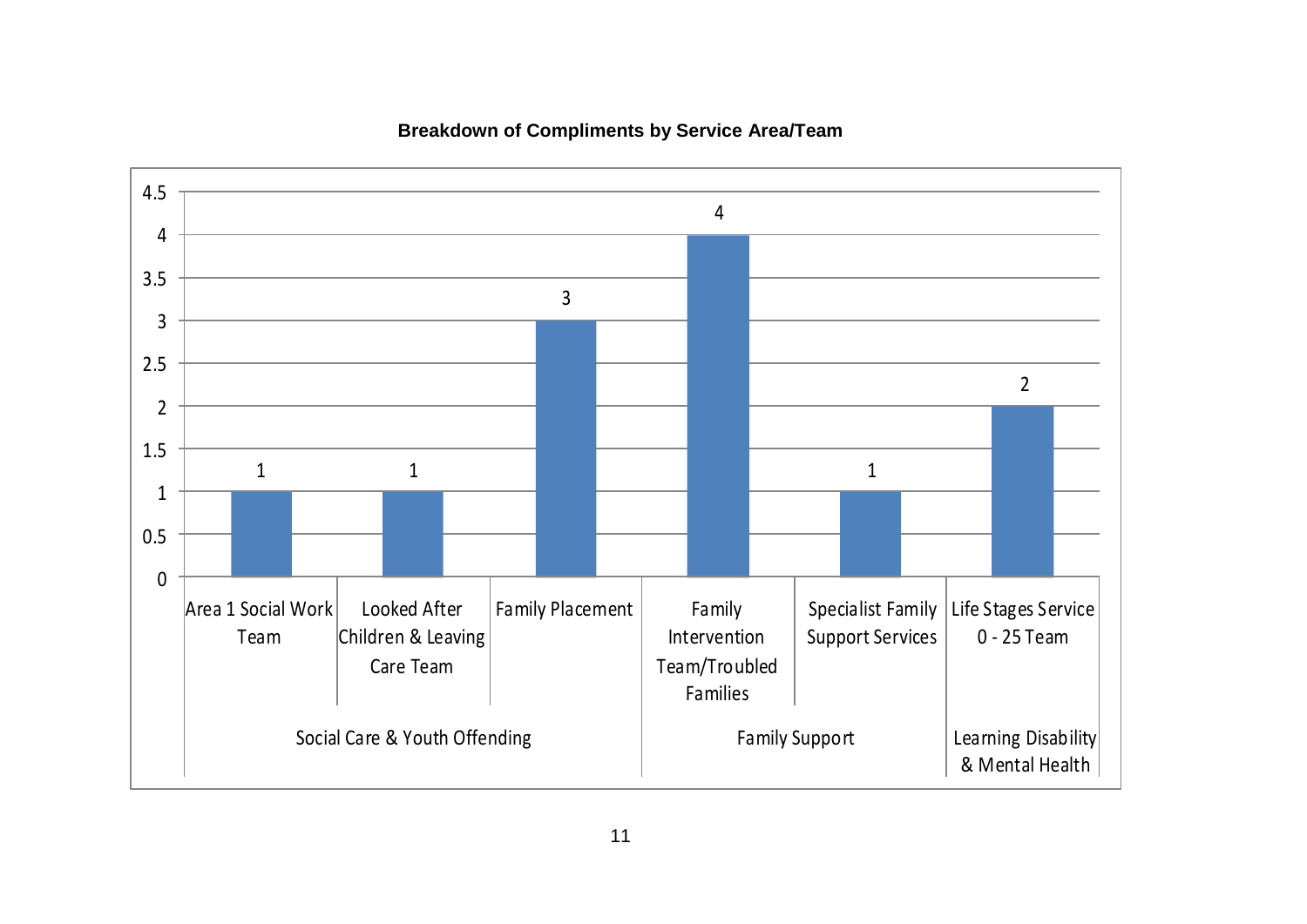**Breakdown of Compliments by Service Area/Team**

| Service Area | Team | Compliments |
|---|---|---|
| Social Care & Youth Offending | Area 1 Social Work Team | 1 |
| Social Care & Youth Offending | Looked After Children & Leaving Care Team | 1 |
| Social Care & Youth Offending | Family Placement | 3 |
| Family Support | Family Intervention Team/Troubled Families | 4 |
| Family Support | Specialist Family Support Services | 1 |
| Learning Disability & Mental Health | Life Stages Service 0 - 25 Team | 2 |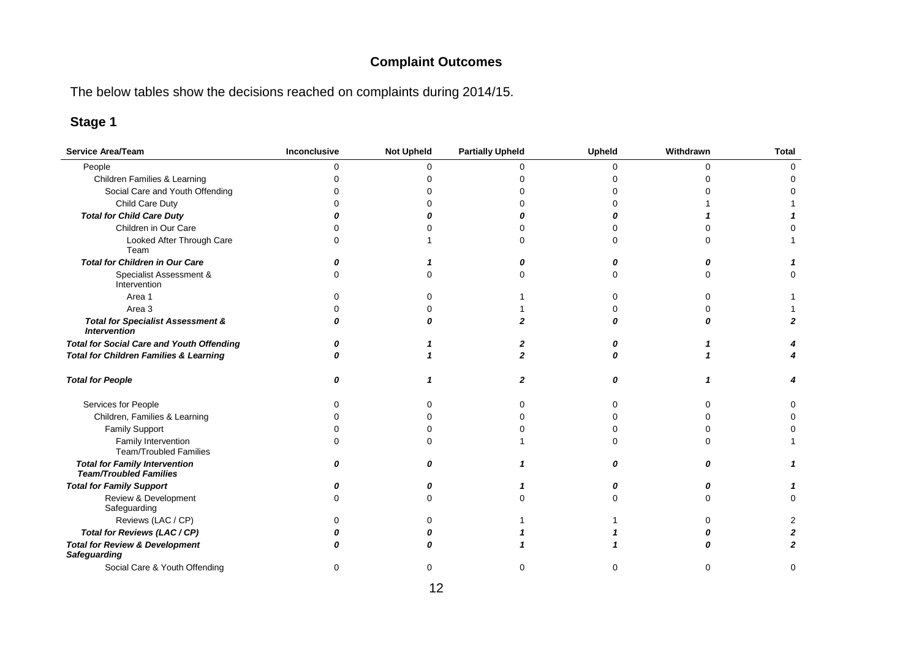# Complaint Outcomes

The below tables show the decisions reached on complaints during 2014/15.

## Stage 1

| Service Area/Team | Inconclusive | Not Upheld | Partially Upheld | Upheld | Withdrawn | Total |
|---|---|---|---|---|---|---|
| People | 0 | 0 | 0 | 0 | 0 | 0 |
| Children Families & Learning | 0 | 0 | 0 | 0 | 0 | 0 |
| Social Care and Youth Offending | 0 | 0 | 0 | 0 | 0 | 0 |
| Child Care Duty | 0 | 0 | 0 | 0 | 1 | 1 |
| ***Total for Child Care Duty*** | ***0*** | ***0*** | ***0*** | ***0*** | ***1*** | ***1*** |
| Children in Our Care | 0 | 0 | 0 | 0 | 0 | 0 |
| Looked After Through Care Team | 0 | 1 | 0 | 0 | 0 | 1 |
| ***Total for Children in Our Care*** | ***0*** | ***1*** | ***0*** | ***0*** | ***0*** | ***1*** |
| Specialist Assessment & Intervention | 0 | 0 | 0 | 0 | 0 | 0 |
| Area 1 | 0 | 0 | 1 | 0 | 0 | 1 |
| Area 3 | 0 | 0 | 1 | 0 | 0 | 1 |
| ***Total for Specialist Assessment & Intervention*** | ***0*** | ***0*** | ***2*** | ***0*** | ***0*** | ***2*** |
| ***Total for Social Care and Youth Offending*** | ***0*** | ***1*** | ***2*** | ***0*** | ***1*** | ***4*** |
| ***Total for Children Families & Learning*** | ***0*** | ***1*** | ***2*** | ***0*** | ***1*** | ***4*** |
| ***Total for People*** | ***0*** | ***1*** | ***2*** | ***0*** | ***1*** | ***4*** |
| Services for People | 0 | 0 | 0 | 0 | 0 | 0 |
| Children, Families & Learning | 0 | 0 | 0 | 0 | 0 | 0 |
| Family Support | 0 | 0 | 0 | 0 | 0 | 0 |
| Family Intervention Team/Troubled Families | 0 | 0 | 1 | 0 | 0 | 1 |
| ***Total for Family Intervention Team/Troubled Families*** | ***0*** | ***0*** | ***1*** | ***0*** | ***0*** | ***1*** |
| ***Total for Family Support*** | ***0*** | ***0*** | ***1*** | ***0*** | ***0*** | ***1*** |
| Review & Development Safeguarding | 0 | 0 | 0 | 0 | 0 | 0 |
| Reviews (LAC / CP) | 0 | 0 | 1 | 1 | 0 | 2 |
| ***Total for Reviews (LAC / CP)*** | ***0*** | ***0*** | ***1*** | ***1*** | ***0*** | ***2*** |
| ***Total for Review & Development Safeguarding*** | ***0*** | ***0*** | ***1*** | ***1*** | ***0*** | ***2*** |
| Social Care & Youth Offending | 0 | 0 | 0 | 0 | 0 | 0 |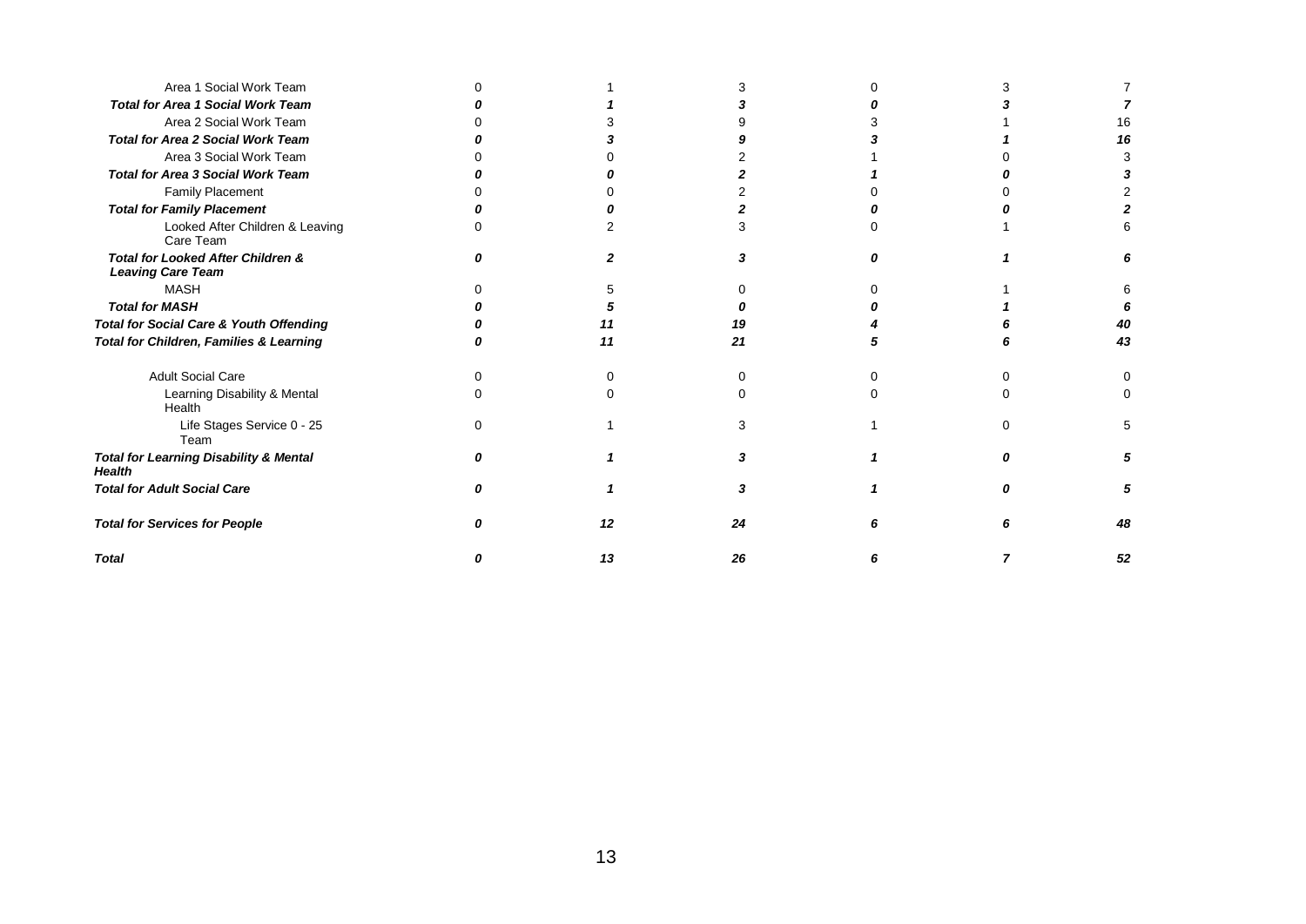| | | | | | | |
|---|---|---|---|---|---|---|
| Area 1 Social Work Team | 0 | 1 | 3 | 0 | 3 | 7 |
| ***Total for Area 1 Social Work Team*** | ***0*** | ***1*** | ***3*** | ***0*** | ***3*** | ***7*** |
| Area 2 Social Work Team | 0 | 3 | 9 | 3 | 1 | 16 |
| ***Total for Area 2 Social Work Team*** | ***0*** | ***3*** | ***9*** | ***3*** | ***1*** | ***16*** |
| Area 3 Social Work Team | 0 | 0 | 2 | 1 | 0 | 3 |
| ***Total for Area 3 Social Work Team*** | ***0*** | ***0*** | ***2*** | ***1*** | ***0*** | ***3*** |
| Family Placement | 0 | 0 | 2 | 0 | 0 | 2 |
| ***Total for Family Placement*** | ***0*** | ***0*** | ***2*** | ***0*** | ***0*** | ***2*** |
| Looked After Children & Leaving Care Team | 0 | 2 | 3 | 0 | 1 | 6 |
| ***Total for Looked After Children & Leaving Care Team*** | ***0*** | ***2*** | ***3*** | ***0*** | ***1*** | ***6*** |
| MASH | 0 | 5 | 0 | 0 | 1 | 6 |
| ***Total for MASH*** | ***0*** | ***5*** | ***0*** | ***0*** | ***1*** | ***6*** |
| ***Total for Social Care & Youth Offending*** | ***0*** | ***11*** | ***19*** | ***4*** | ***6*** | ***40*** |
| ***Total for Children, Families & Learning*** | ***0*** | ***11*** | ***21*** | ***5*** | ***6*** | ***43*** |
| Adult Social Care | 0 | 0 | 0 | 0 | 0 | 0 |
| Learning Disability & Mental Health | 0 | 0 | 0 | 0 | 0 | 0 |
| Life Stages Service 0 - 25 Team | 0 | 1 | 3 | 1 | 0 | 5 |
| ***Total for Learning Disability & Mental Health*** | ***0*** | ***1*** | ***3*** | ***1*** | ***0*** | ***5*** |
| ***Total for Adult Social Care*** | ***0*** | ***1*** | ***3*** | ***1*** | ***0*** | ***5*** |
| ***Total for Services for People*** | ***0*** | ***12*** | ***24*** | ***6*** | ***6*** | ***48*** |
| ***Total*** | ***0*** | ***13*** | ***26*** | ***6*** | ***7*** | ***52*** |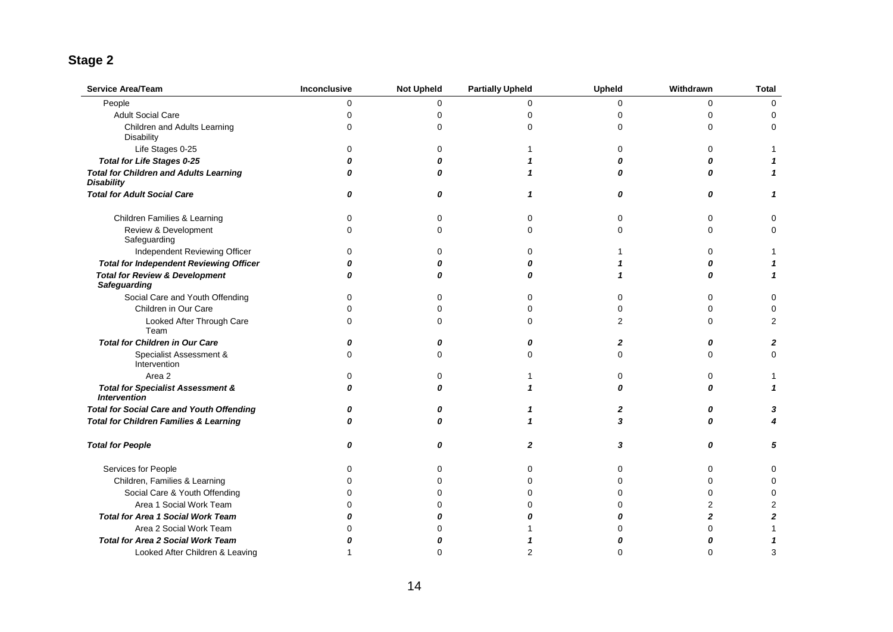## Stage 2

| Service Area/Team | Inconclusive | Not Upheld | Partially Upheld | Upheld | Withdrawn | Total |
|---|---|---|---|---|---|---|
| People | 0 | 0 | 0 | 0 | 0 | 0 |
| Adult Social Care | 0 | 0 | 0 | 0 | 0 | 0 |
| Children and Adults Learning Disability | 0 | 0 | 0 | 0 | 0 | 0 |
| Life Stages 0-25 | 0 | 0 | 1 | 0 | 0 | 1 |
| ***Total for Life Stages 0-25*** | ***0*** | ***0*** | ***1*** | ***0*** | ***0*** | ***1*** |
| ***Total for Children and Adults Learning Disability*** | ***0*** | ***0*** | ***1*** | ***0*** | ***0*** | ***1*** |
| ***Total for Adult Social Care*** | ***0*** | ***0*** | ***1*** | ***0*** | ***0*** | ***1*** |
| Children Families & Learning | 0 | 0 | 0 | 0 | 0 | 0 |
| Review & Development Safeguarding | 0 | 0 | 0 | 0 | 0 | 0 |
| Independent Reviewing Officer | 0 | 0 | 0 | 1 | 0 | 1 |
| ***Total for Independent Reviewing Officer*** | ***0*** | ***0*** | ***0*** | ***1*** | ***0*** | ***1*** |
| ***Total for Review & Development Safeguarding*** | ***0*** | ***0*** | ***0*** | ***1*** | ***0*** | ***1*** |
| Social Care and Youth Offending | 0 | 0 | 0 | 0 | 0 | 0 |
| Children in Our Care | 0 | 0 | 0 | 0 | 0 | 0 |
| Looked After Through Care Team | 0 | 0 | 0 | 2 | 0 | 2 |
| ***Total for Children in Our Care*** | ***0*** | ***0*** | ***0*** | ***2*** | ***0*** | ***2*** |
| Specialist Assessment & Intervention | 0 | 0 | 0 | 0 | 0 | 0 |
| Area 2 | 0 | 0 | 1 | 0 | 0 | 1 |
| ***Total for Specialist Assessment & Intervention*** | ***0*** | ***0*** | ***1*** | ***0*** | ***0*** | ***1*** |
| ***Total for Social Care and Youth Offending*** | ***0*** | ***0*** | ***1*** | ***2*** | ***0*** | ***3*** |
| ***Total for Children Families & Learning*** | ***0*** | ***0*** | ***1*** | ***3*** | ***0*** | ***4*** |
| ***Total for People*** | ***0*** | ***0*** | ***2*** | ***3*** | ***0*** | ***5*** |
| Services for People | 0 | 0 | 0 | 0 | 0 | 0 |
| Children, Families & Learning | 0 | 0 | 0 | 0 | 0 | 0 |
| Social Care & Youth Offending | 0 | 0 | 0 | 0 | 0 | 0 |
| Area 1 Social Work Team | 0 | 0 | 0 | 0 | 2 | 2 |
| ***Total for Area 1 Social Work Team*** | ***0*** | ***0*** | ***0*** | ***0*** | ***2*** | ***2*** |
| Area 2 Social Work Team | 0 | 0 | 1 | 0 | 0 | 1 |
| ***Total for Area 2 Social Work Team*** | ***0*** | ***0*** | ***1*** | ***0*** | ***0*** | ***1*** |
| Looked After Children & Leaving | 1 | 0 | 2 | 0 | 0 | 3 |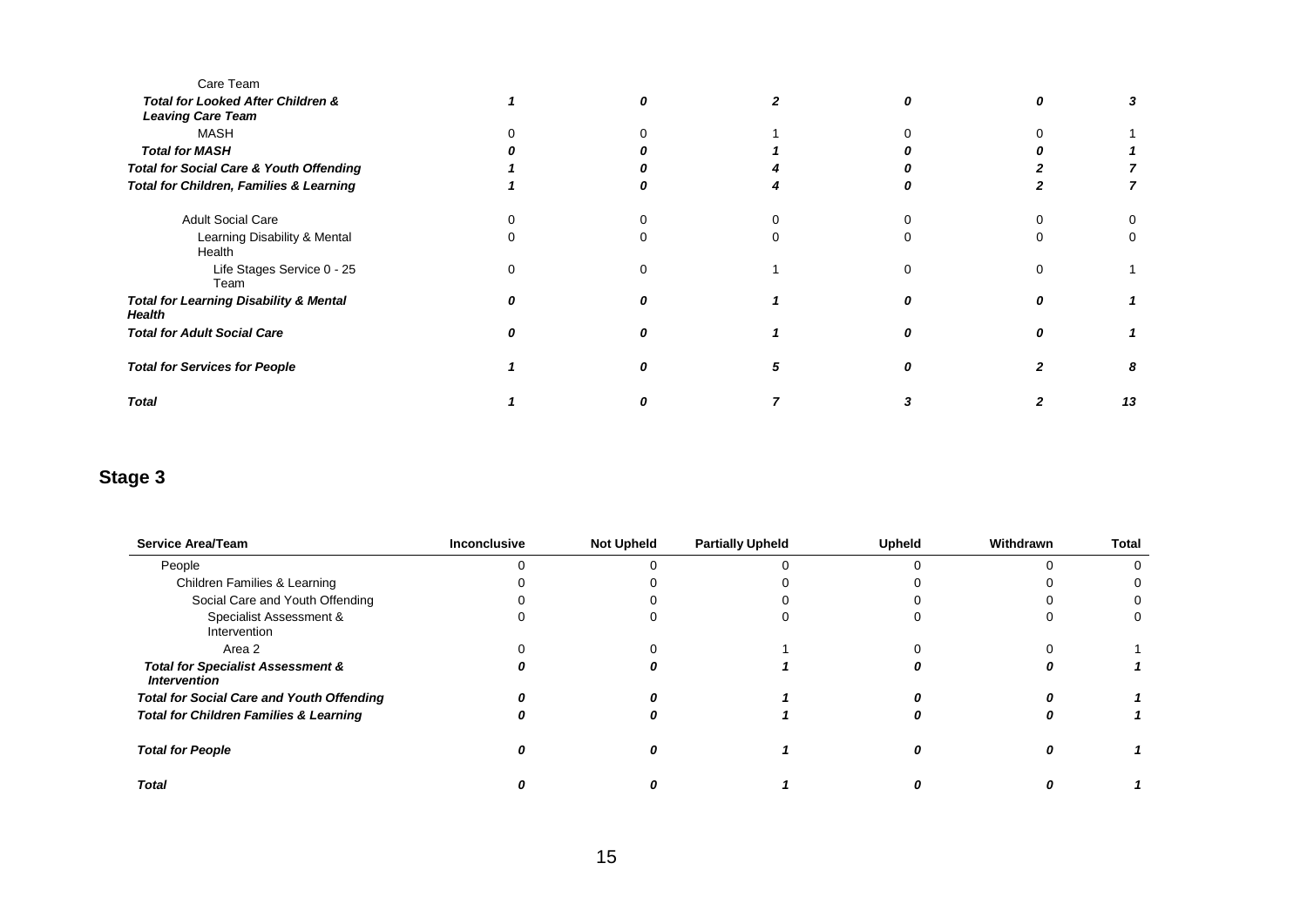| | | | | | | |
|---|---|---|---|---|---|---|
| Care Team | | | | | | |
| ***Total for Looked After Children & Leaving Care Team*** | ***1*** | ***0*** | ***2*** | ***0*** | ***0*** | ***3*** |
| MASH | 0 | 0 | 1 | 0 | 0 | 1 |
| ***Total for MASH*** | ***0*** | ***0*** | ***1*** | ***0*** | ***0*** | ***1*** |
| ***Total for Social Care & Youth Offending*** | ***1*** | ***0*** | ***4*** | ***0*** | ***2*** | ***7*** |
| ***Total for Children, Families & Learning*** | ***1*** | ***0*** | ***4*** | ***0*** | ***2*** | ***7*** |
| Adult Social Care | 0 | 0 | 0 | 0 | 0 | 0 |
| Learning Disability & Mental Health | 0 | 0 | 0 | 0 | 0 | 0 |
| Life Stages Service 0 - 25 Team | 0 | 0 | 1 | 0 | 0 | 1 |
| ***Total for Learning Disability & Mental Health*** | ***0*** | ***0*** | ***1*** | ***0*** | ***0*** | ***1*** |
| ***Total for Adult Social Care*** | ***0*** | ***0*** | ***1*** | ***0*** | ***0*** | ***1*** |
| ***Total for Services for People*** | ***1*** | ***0*** | ***5*** | ***0*** | ***2*** | ***8*** |
| ***Total*** | ***1*** | ***0*** | ***7*** | ***3*** | ***2*** | ***13*** |

## Stage 3

| Service Area/Team | Inconclusive | Not Upheld | Partially Upheld | Upheld | Withdrawn | Total |
|---|---|---|---|---|---|---|
| People | 0 | 0 | 0 | 0 | 0 | 0 |
| Children Families & Learning | 0 | 0 | 0 | 0 | 0 | 0 |
| Social Care and Youth Offending | 0 | 0 | 0 | 0 | 0 | 0 |
| Specialist Assessment & Intervention | 0 | 0 | 0 | 0 | 0 | 0 |
| Area 2 | 0 | 0 | 1 | 0 | 0 | 1 |
| ***Total for Specialist Assessment & Intervention*** | ***0*** | ***0*** | ***1*** | ***0*** | ***0*** | ***1*** |
| ***Total for Social Care and Youth Offending*** | ***0*** | ***0*** | ***1*** | ***0*** | ***0*** | ***1*** |
| ***Total for Children Families & Learning*** | ***0*** | ***0*** | ***1*** | ***0*** | ***0*** | ***1*** |
| ***Total for People*** | ***0*** | ***0*** | ***1*** | ***0*** | ***0*** | ***1*** |
| ***Total*** | ***0*** | ***0*** | ***1*** | ***0*** | ***0*** | ***1*** |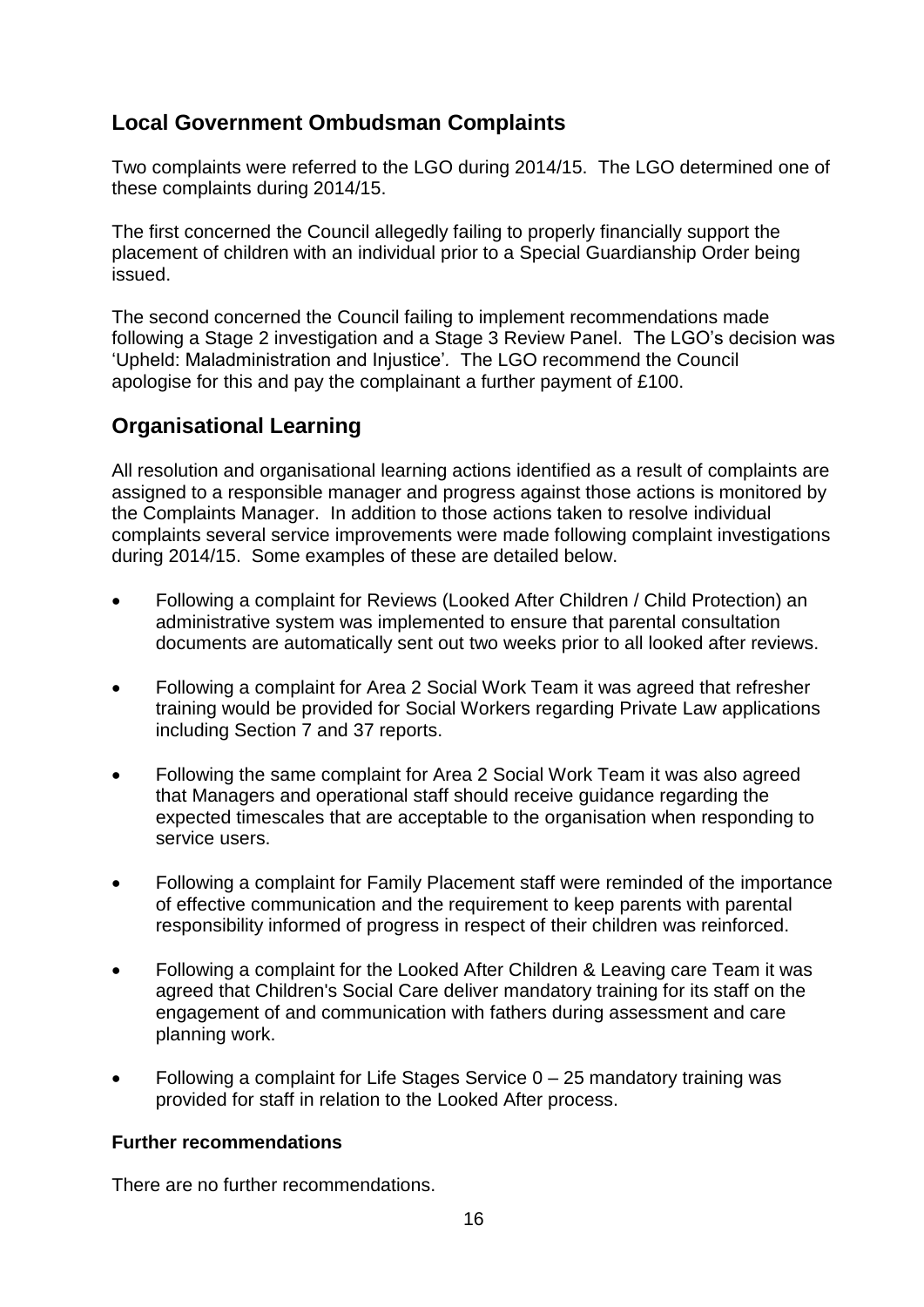## Local Government Ombudsman Complaints

Two complaints were referred to the LGO during 2014/15. The LGO determined one of these complaints during 2014/15.

The first concerned the Council allegedly failing to properly financially support the placement of children with an individual prior to a Special Guardianship Order being issued.

The second concerned the Council failing to implement recommendations made following a Stage 2 investigation and a Stage 3 Review Panel. The LGO's decision was 'Upheld: Maladministration and Injustice'. The LGO recommend the Council apologise for this and pay the complainant a further payment of £100.

## Organisational Learning

All resolution and organisational learning actions identified as a result of complaints are assigned to a responsible manager and progress against those actions is monitored by the Complaints Manager. In addition to those actions taken to resolve individual complaints several service improvements were made following complaint investigations during 2014/15. Some examples of these are detailed below.

- Following a complaint for Reviews (Looked After Children / Child Protection) an administrative system was implemented to ensure that parental consultation documents are automatically sent out two weeks prior to all looked after reviews.
- Following a complaint for Area 2 Social Work Team it was agreed that refresher training would be provided for Social Workers regarding Private Law applications including Section 7 and 37 reports.
- Following the same complaint for Area 2 Social Work Team it was also agreed that Managers and operational staff should receive guidance regarding the expected timescales that are acceptable to the organisation when responding to service users.
- Following a complaint for Family Placement staff were reminded of the importance of effective communication and the requirement to keep parents with parental responsibility informed of progress in respect of their children was reinforced.
- Following a complaint for the Looked After Children & Leaving care Team it was agreed that Children's Social Care deliver mandatory training for its staff on the engagement of and communication with fathers during assessment and care planning work.
- Following a complaint for Life Stages Service 0 – 25 mandatory training was provided for staff in relation to the Looked After process.

**Further recommendations**

There are no further recommendations.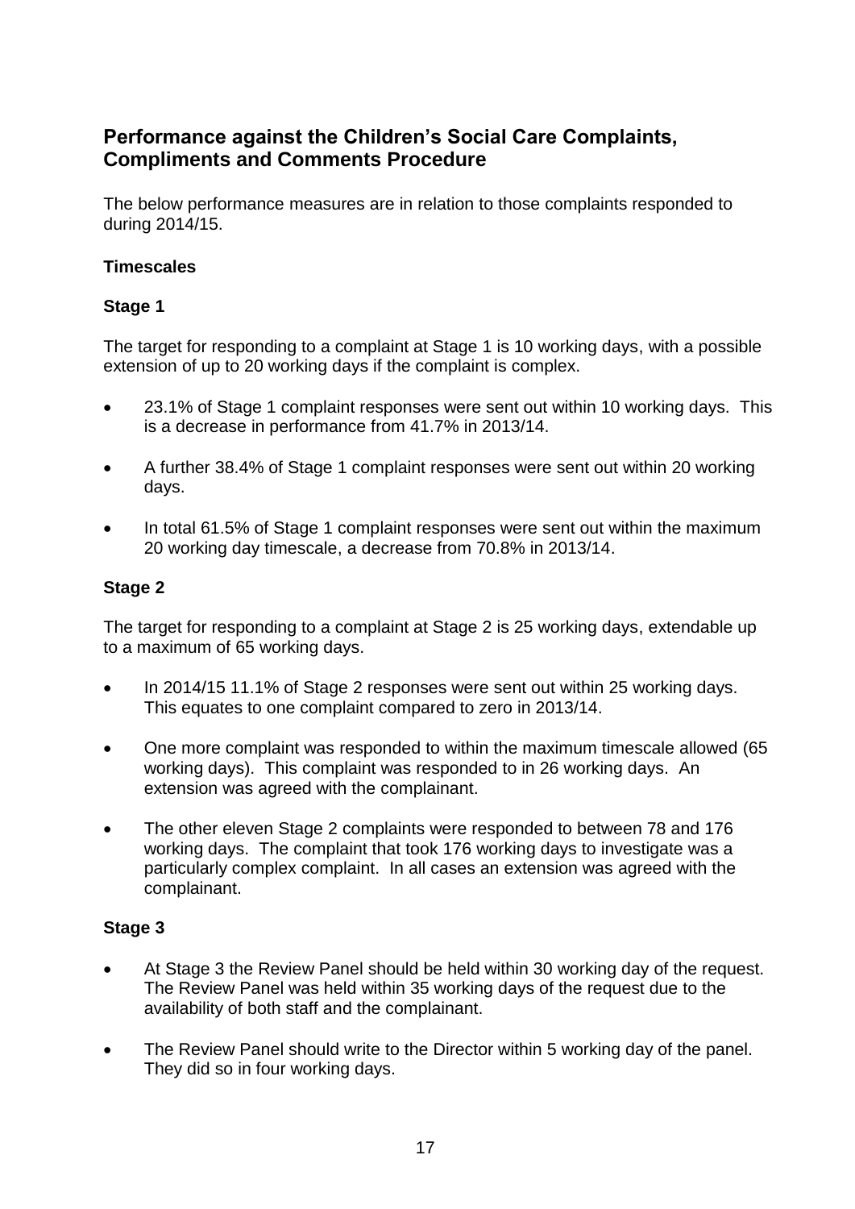## Performance against the Children's Social Care Complaints, Compliments and Comments Procedure

The below performance measures are in relation to those complaints responded to during 2014/15.

**Timescales**

**Stage 1**

The target for responding to a complaint at Stage 1 is 10 working days, with a possible extension of up to 20 working days if the complaint is complex.

- 23.1% of Stage 1 complaint responses were sent out within 10 working days. This is a decrease in performance from 41.7% in 2013/14.
- A further 38.4% of Stage 1 complaint responses were sent out within 20 working days.
- In total 61.5% of Stage 1 complaint responses were sent out within the maximum 20 working day timescale, a decrease from 70.8% in 2013/14.

**Stage 2**

The target for responding to a complaint at Stage 2 is 25 working days, extendable up to a maximum of 65 working days.

- In 2014/15 11.1% of Stage 2 responses were sent out within 25 working days. This equates to one complaint compared to zero in 2013/14.
- One more complaint was responded to within the maximum timescale allowed (65 working days). This complaint was responded to in 26 working days. An extension was agreed with the complainant.
- The other eleven Stage 2 complaints were responded to between 78 and 176 working days. The complaint that took 176 working days to investigate was a particularly complex complaint. In all cases an extension was agreed with the complainant.

**Stage 3**

- At Stage 3 the Review Panel should be held within 30 working day of the request. The Review Panel was held within 35 working days of the request due to the availability of both staff and the complainant.
- The Review Panel should write to the Director within 5 working day of the panel. They did so in four working days.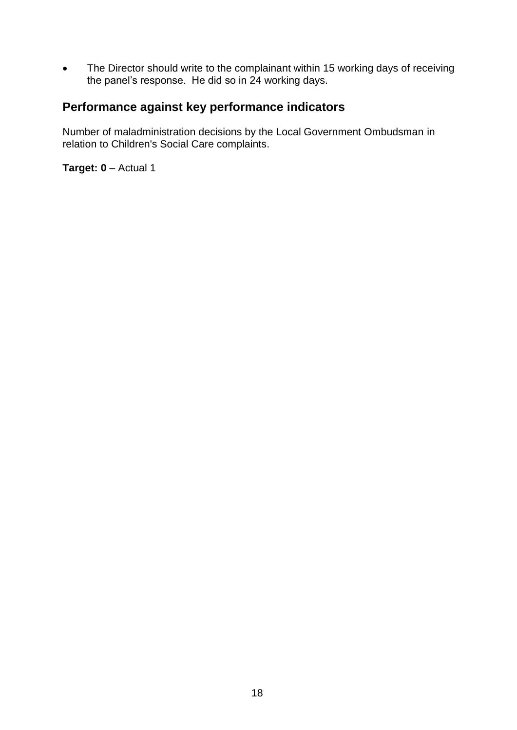- The Director should write to the complainant within 15 working days of receiving the panel's response. He did so in 24 working days.

## Performance against key performance indicators

Number of maladministration decisions by the Local Government Ombudsman in relation to Children's Social Care complaints.

**Target: 0** – Actual 1